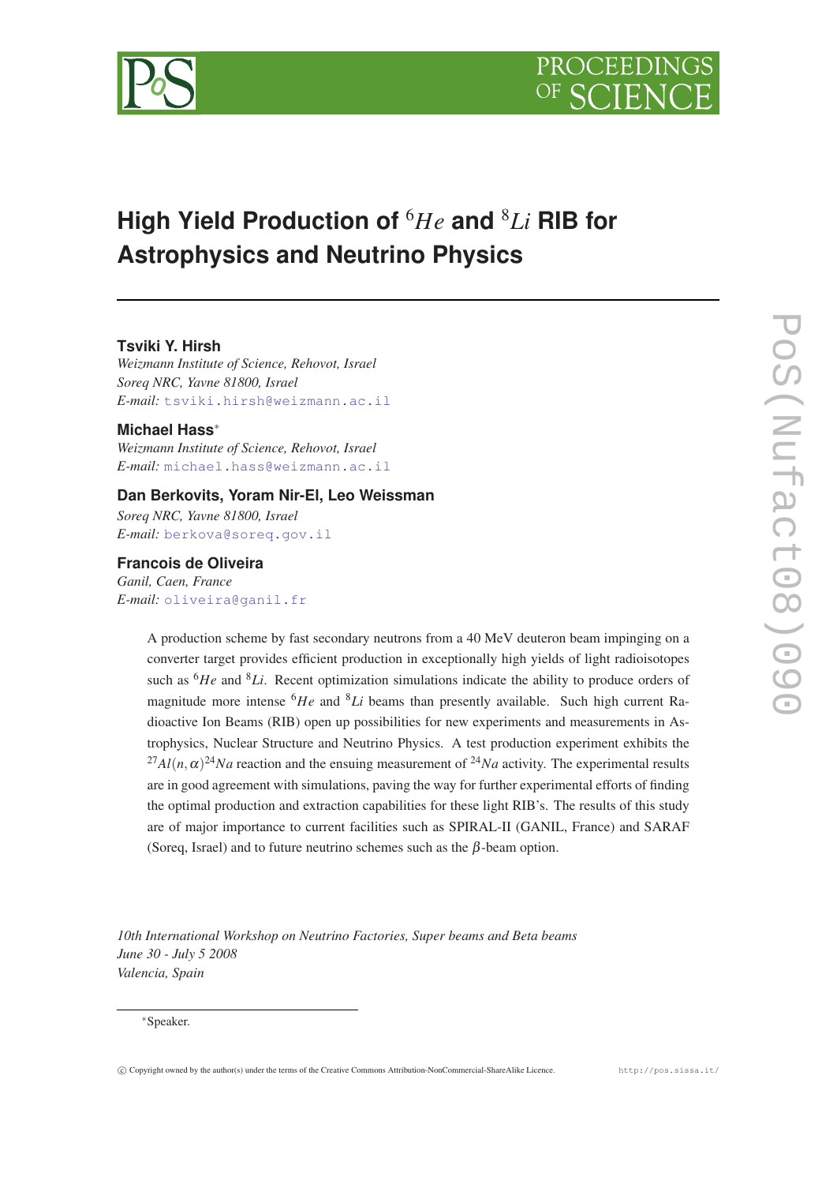# High Yield Production of $^6He$ and $^8Li$ RIB for Astrophysics and Neutrino Physics

**Tsviki Y. Hirsh**
*Weizmann Institute of Science, Rehovot, Israel*
*Soreq NRC, Yavne 81800, Israel*
*E-mail:* tsviki.hirsh@weizmann.ac.il

**Michael Hass***
*Weizmann Institute of Science, Rehovot, Israel*
*E-mail:* michael.hass@weizmann.ac.il

**Dan Berkovits, Yoram Nir-El, Leo Weissman**
*Soreq NRC, Yavne 81800, Israel*
*E-mail:* berkova@soreq.gov.il

**Francois de Oliveira**
*Ganil, Caen, France*
*E-mail:* oliveira@ganil.fr

A production scheme by fast secondary neutrons from a 40 MeV deuteron beam impinging on a converter target provides efficient production in exceptionally high yields of light radioisotopes such as $^6He$ and $^8Li$. Recent optimization simulations indicate the ability to produce orders of magnitude more intense $^6He$ and $^8Li$ beams than presently available. Such high current Radioactive Ion Beams (RIB) open up possibilities for new experiments and measurements in Astrophysics, Nuclear Structure and Neutrino Physics. A test production experiment exhibits the $^{27}Al(n,\alpha)^{24}Na$ reaction and the ensuing measurement of $^{24}Na$ activity. The experimental results are in good agreement with simulations, paving the way for further experimental efforts of finding the optimal production and extraction capabilities for these light RIB's. The results of this study are of major importance to current facilities such as SPIRAL-II (GANIL, France) and SARAF (Soreq, Israel) and to future neutrino schemes such as the $\beta$-beam option.

*10th International Workshop on Neutrino Factories, Super beams and Beta beams*
*June 30 - July 5 2008*
*Valencia, Spain*

*Speaker.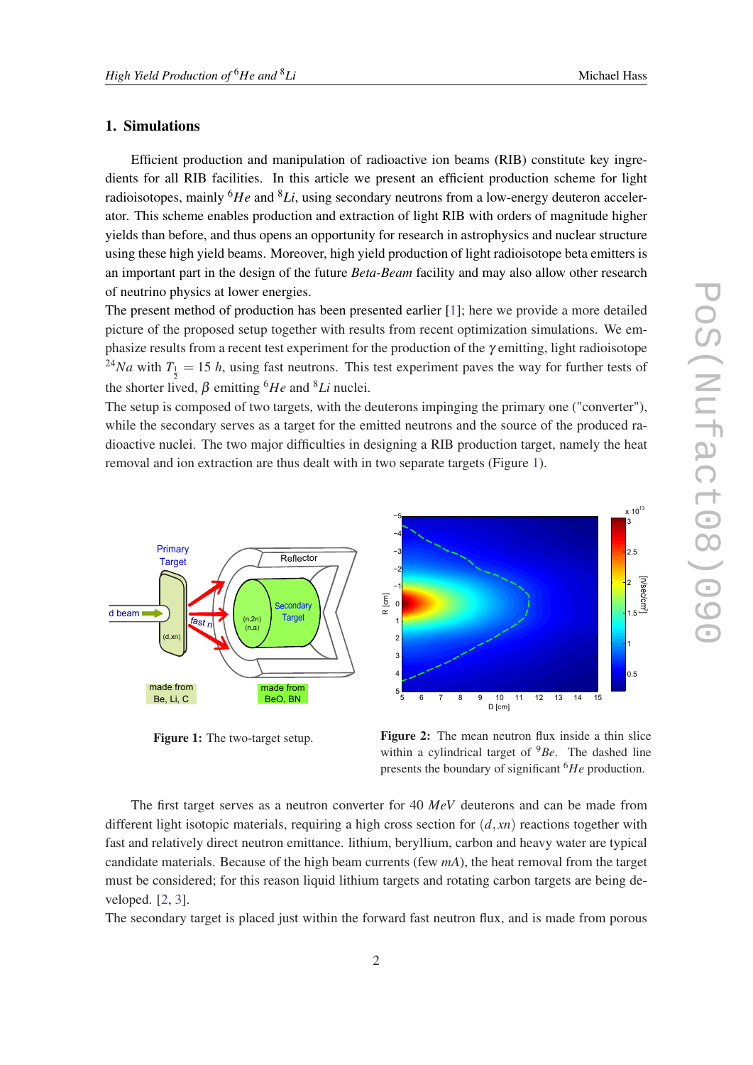## 1. Simulations

Efficient production and manipulation of radioactive ion beams (RIB) constitute key ingredients for all RIB facilities. In this article we present an efficient production scheme for light radioisotopes, mainly $^6He$ and $^8Li$, using secondary neutrons from a low-energy deuteron accelerator. This scheme enables production and extraction of light RIB with orders of magnitude higher yields than before, and thus opens an opportunity for research in astrophysics and nuclear structure using these high yield beams. Moreover, high yield production of light radioisotope beta emitters is an important part in the design of the future *Beta-Beam* facility and may also allow other research of neutrino physics at lower energies.

The present method of production has been presented earlier [1]; here we provide a more detailed picture of the proposed setup together with results from recent optimization simulations. We emphasize results from a recent test experiment for the production of the $\gamma$ emitting, light radioisotope $^{24}Na$ with $T_{\frac{1}{2}} = 15\ h$, using fast neutrons. This test experiment paves the way for further tests of the shorter lived, $\beta$ emitting $^6He$ and $^8Li$ nuclei.

The setup is composed of two targets, with the deuterons impinging the primary one ("converter"), while the secondary serves as a target for the emitted neutrons and the source of the produced radioactive nuclei. The two major difficulties in designing a RIB production target, namely the heat removal and ion extraction are thus dealt with in two separate targets (Figure 1).

**Figure 1:** The two-target setup.

**Figure 2:** The mean neutron flux inside a thin slice within a cylindrical target of $^9Be$. The dashed line presents the boundary of significant $^6He$ production.

The first target serves as a neutron converter for 40 $MeV$ deuterons and can be made from different light isotopic materials, requiring a high cross section for $(d,xn)$ reactions together with fast and relatively direct neutron emittance. lithium, beryllium, carbon and heavy water are typical candidate materials. Because of the high beam currents (few $mA$), the heat removal from the target must be considered; for this reason liquid lithium targets and rotating carbon targets are being developed. [2, 3].

The secondary target is placed just within the forward fast neutron flux, and is made from porous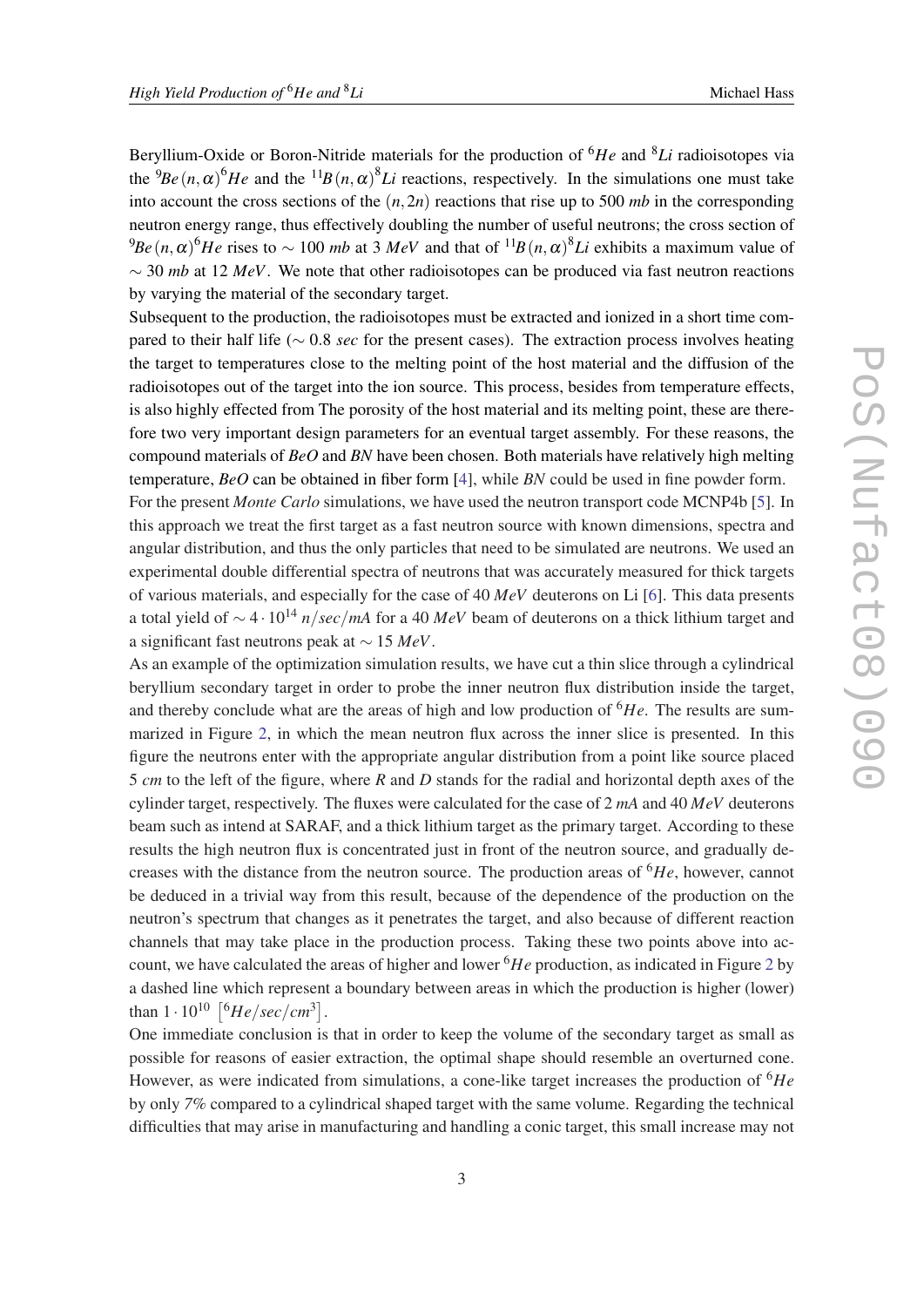Beryllium-Oxide or Boron-Nitride materials for the production of $^6He$ and $^8Li$ radioisotopes via the $^9Be(n,\alpha)^6He$ and the $^{11}B(n,\alpha)^8Li$ reactions, respectively. In the simulations one must take into account the cross sections of the $(n,2n)$ reactions that rise up to 500 *mb* in the corresponding neutron energy range, thus effectively doubling the number of useful neutrons; the cross section of $^9Be(n,\alpha)^6He$ rises to $\sim 100$ *mb* at 3 *MeV* and that of $^{11}B(n,\alpha)^8Li$ exhibits a maximum value of $\sim 30$ *mb* at 12 *MeV*. We note that other radioisotopes can be produced via fast neutron reactions by varying the material of the secondary target.

Subsequent to the production, the radioisotopes must be extracted and ionized in a short time compared to their half life ($\sim 0.8$ *sec* for the present cases). The extraction process involves heating the target to temperatures close to the melting point of the host material and the diffusion of the radioisotopes out of the target into the ion source. This process, besides from temperature effects, is also highly effected from The porosity of the host material and its melting point, these are therefore two very important design parameters for an eventual target assembly. For these reasons, the compound materials of *BeO* and *BN* have been chosen. Both materials have relatively high melting temperature, *BeO* can be obtained in fiber form [4], while *BN* could be used in fine powder form.

For the present *Monte Carlo* simulations, we have used the neutron transport code MCNP4b [5]. In this approach we treat the first target as a fast neutron source with known dimensions, spectra and angular distribution, and thus the only particles that need to be simulated are neutrons. We used an experimental double differential spectra of neutrons that was accurately measured for thick targets of various materials, and especially for the case of 40 *MeV* deuterons on Li [6]. This data presents a total yield of $\sim 4 \cdot 10^{14}$ $n/sec/mA$ for a 40 *MeV* beam of deuterons on a thick lithium target and a significant fast neutrons peak at $\sim 15$ *MeV*.

As an example of the optimization simulation results, we have cut a thin slice through a cylindrical beryllium secondary target in order to probe the inner neutron flux distribution inside the target, and thereby conclude what are the areas of high and low production of $^6He$. The results are summarized in Figure 2, in which the mean neutron flux across the inner slice is presented. In this figure the neutrons enter with the appropriate angular distribution from a point like source placed 5 *cm* to the left of the figure, where $R$ and $D$ stands for the radial and horizontal depth axes of the cylinder target, respectively. The fluxes were calculated for the case of 2 *mA* and 40 *MeV* deuterons beam such as intend at SARAF, and a thick lithium target as the primary target. According to these results the high neutron flux is concentrated just in front of the neutron source, and gradually decreases with the distance from the neutron source. The production areas of $^6He$, however, cannot be deduced in a trivial way from this result, because of the dependence of the production on the neutron's spectrum that changes as it penetrates the target, and also because of different reaction channels that may take place in the production process. Taking these two points above into account, we have calculated the areas of higher and lower $^6He$ production, as indicated in Figure 2 by a dashed line which represent a boundary between areas in which the production is higher (lower) than $1 \cdot 10^{10}$ $\left[{}^6He/sec/cm^3\right]$.

One immediate conclusion is that in order to keep the volume of the secondary target as small as possible for reasons of easier extraction, the optimal shape should resemble an overturned cone. However, as were indicated from simulations, a cone-like target increases the production of $^6He$ by only *7%* compared to a cylindrical shaped target with the same volume. Regarding the technical difficulties that may arise in manufacturing and handling a conic target, this small increase may not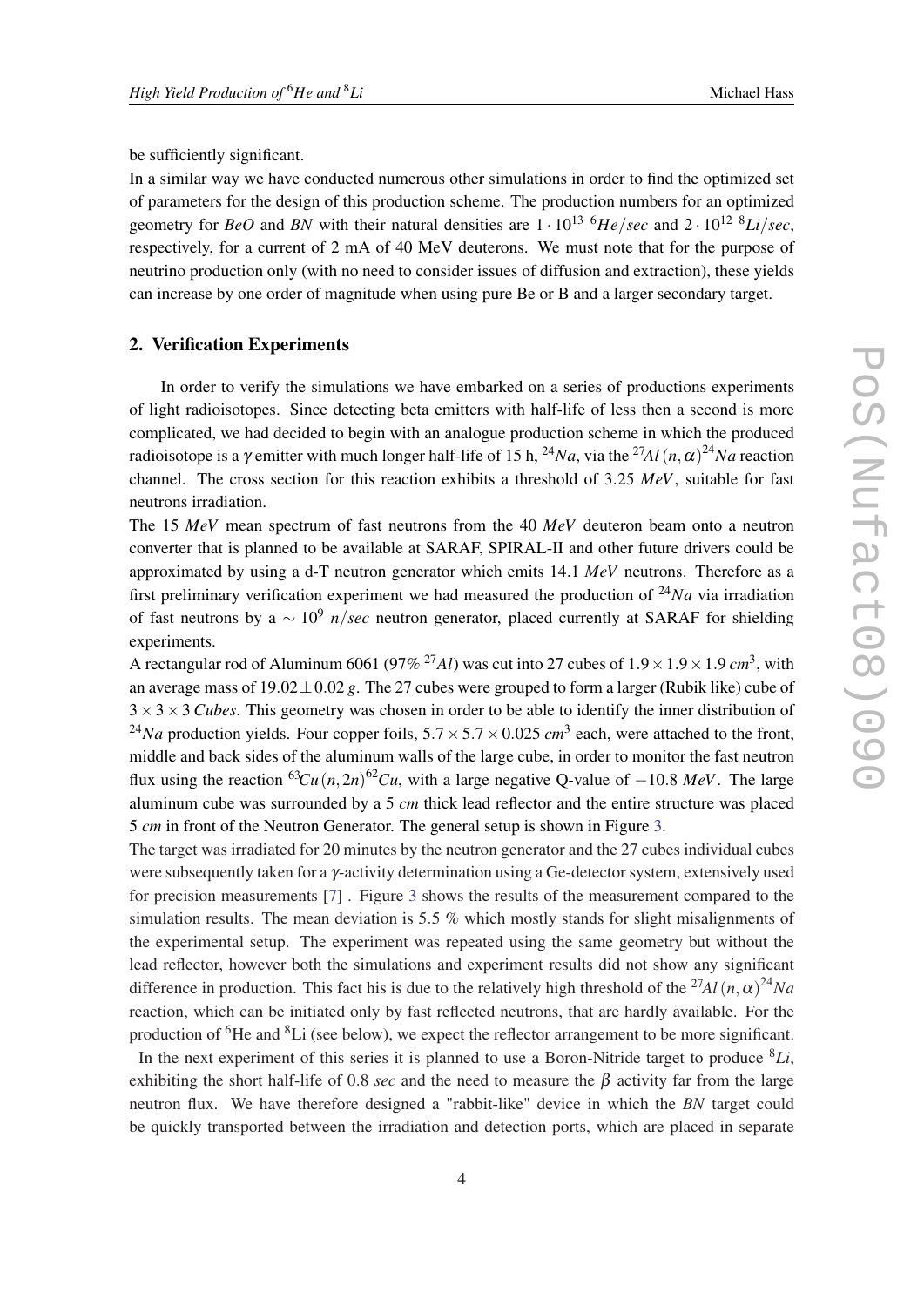be sufficiently significant.

In a similar way we have conducted numerous other simulations in order to find the optimized set of parameters for the design of this production scheme. The production numbers for an optimized geometry for *BeO* and *BN* with their natural densities are $1 \cdot 10^{13}$ $^{6}He/sec$ and $2 \cdot 10^{12}$ $^{8}Li/sec$, respectively, for a current of 2 mA of 40 MeV deuterons. We must note that for the purpose of neutrino production only (with no need to consider issues of diffusion and extraction), these yields can increase by one order of magnitude when using pure Be or B and a larger secondary target.

## 2. Verification Experiments

In order to verify the simulations we have embarked on a series of productions experiments of light radioisotopes. Since detecting beta emitters with half-life of less then a second is more complicated, we had decided to begin with an analogue production scheme in which the produced radioisotope is a $\gamma$ emitter with much longer half-life of 15 h, $^{24}Na$, via the $^{27}Al\,(n,\alpha)^{24}Na$ reaction channel. The cross section for this reaction exhibits a threshold of 3.25 $MeV$, suitable for fast neutrons irradiation.

The 15 $MeV$ mean spectrum of fast neutrons from the 40 $MeV$ deuteron beam onto a neutron converter that is planned to be available at SARAF, SPIRAL-II and other future drivers could be approximated by using a d-T neutron generator which emits 14.1 $MeV$ neutrons. Therefore as a first preliminary verification experiment we had measured the production of $^{24}Na$ via irradiation of fast neutrons by a $\sim 10^{9}$ $n/sec$ neutron generator, placed currently at SARAF for shielding experiments.

A rectangular rod of Aluminum 6061 (97% $^{27}Al$) was cut into 27 cubes of $1.9 \times 1.9 \times 1.9\ cm^{3}$, with an average mass of $19.02 \pm 0.02\ g$. The 27 cubes were grouped to form a larger (Rubik like) cube of $3 \times 3 \times 3$ *Cubes*. This geometry was chosen in order to be able to identify the inner distribution of $^{24}Na$ production yields. Four copper foils, $5.7 \times 5.7 \times 0.025\ cm^{3}$ each, were attached to the front, middle and back sides of the aluminum walls of the large cube, in order to monitor the fast neutron flux using the reaction $^{63}Cu\,(n,2n)^{62}Cu$, with a large negative Q-value of $-10.8$ $MeV$. The large aluminum cube was surrounded by a 5 $cm$ thick lead reflector and the entire structure was placed 5 $cm$ in front of the Neutron Generator. The general setup is shown in Figure 3.

The target was irradiated for 20 minutes by the neutron generator and the 27 cubes individual cubes were subsequently taken for a $\gamma$-activity determination using a Ge-detector system, extensively used for precision measurements [7] . Figure 3 shows the results of the measurement compared to the simulation results. The mean deviation is 5.5 % which mostly stands for slight misalignments of the experimental setup. The experiment was repeated using the same geometry but without the lead reflector, however both the simulations and experiment results did not show any significant difference in production. This fact his is due to the relatively high threshold of the $^{27}Al\,(n,\alpha)^{24}Na$ reaction, which can be initiated only by fast reflected neutrons, that are hardly available. For the production of $^{6}$He and $^{8}$Li (see below), we expect the reflector arrangement to be more significant.

In the next experiment of this series it is planned to use a Boron-Nitride target to produce $^{8}Li$, exhibiting the short half-life of 0.8 $sec$ and the need to measure the $\beta$ activity far from the large neutron flux. We have therefore designed a "rabbit-like" device in which the *BN* target could be quickly transported between the irradiation and detection ports, which are placed in separate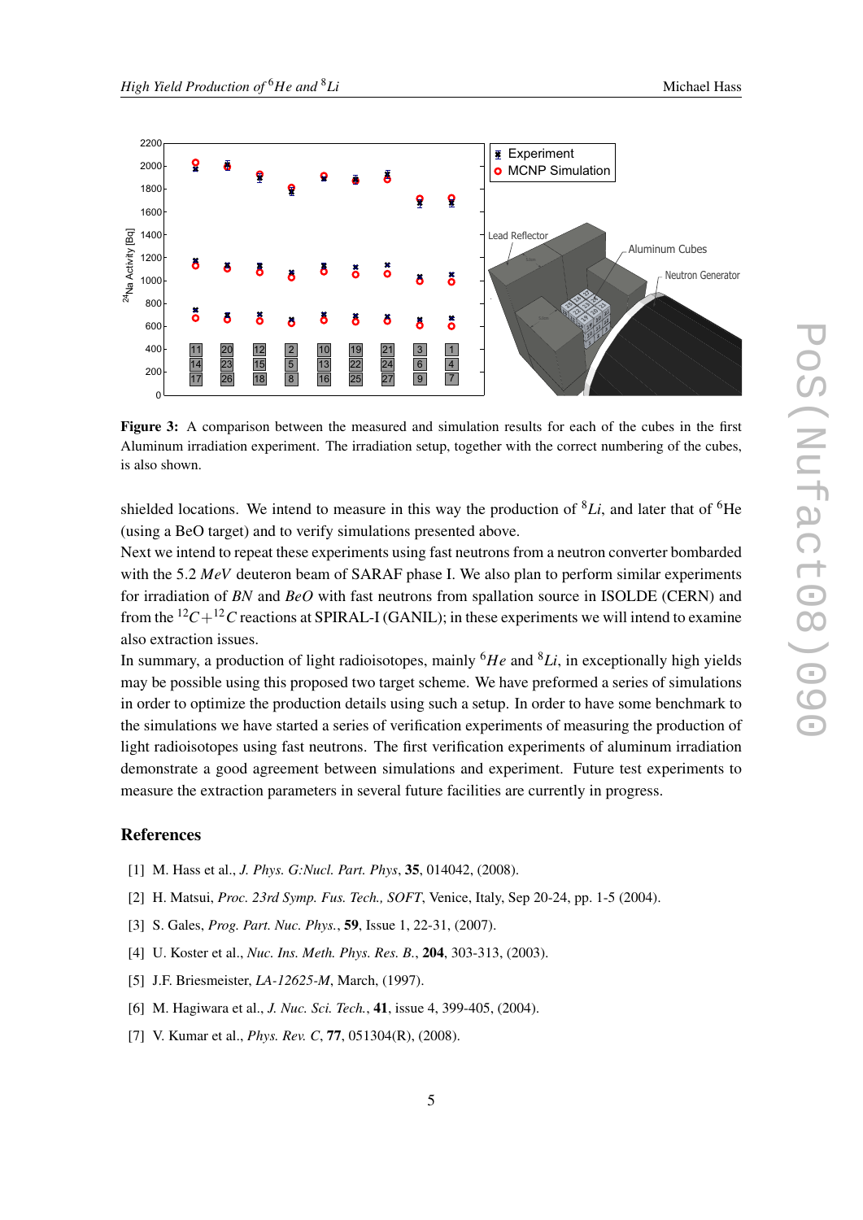2200
2000
1800
1600
1400
1200
1000
800
600
400
200
0

$^{24}$Na Activity [Bq]

Experiment
MCNP Simulation

11 20 12 2 10 19 21 3 1
14 23 15 5 13 22 24 6 4
17 26 18 8 16 25 27 9 7

Lead Reflector
Aluminum Cubes
Neutron Generator

**Figure 3:** A comparison between the measured and simulation results for each of the cubes in the first Aluminum irradiation experiment. The irradiation setup, together with the correct numbering of the cubes, is also shown.

shielded locations. We intend to measure in this way the production of $^{8}Li$, and later that of $^{6}$He (using a BeO target) and to verify simulations presented above.

Next we intend to repeat these experiments using fast neutrons from a neutron converter bombarded with the 5.2 *MeV* deuteron beam of SARAF phase I. We also plan to perform similar experiments for irradiation of *BN* and *BeO* with fast neutrons from spallation source in ISOLDE (CERN) and from the $^{12}C+^{12}C$ reactions at SPIRAL-I (GANIL); in these experiments we will intend to examine also extraction issues.

In summary, a production of light radioisotopes, mainly $^{6}He$ and $^{8}Li$, in exceptionally high yields may be possible using this proposed two target scheme. We have preformed a series of simulations in order to optimize the production details using such a setup. In order to have some benchmark to the simulations we have started a series of verification experiments of measuring the production of light radioisotopes using fast neutrons. The first verification experiments of aluminum irradiation demonstrate a good agreement between simulations and experiment. Future test experiments to measure the extraction parameters in several future facilities are currently in progress.

## References

[1] M. Hass et al., *J. Phys. G:Nucl. Part. Phys*, **35**, 014042, (2008).

[2] H. Matsui, *Proc. 23rd Symp. Fus. Tech., SOFT*, Venice, Italy, Sep 20-24, pp. 1-5 (2004).

[3] S. Gales, *Prog. Part. Nuc. Phys.*, **59**, Issue 1, 22-31, (2007).

[4] U. Koster et al., *Nuc. Ins. Meth. Phys. Res. B.*, **204**, 303-313, (2003).

[5] J.F. Briesmeister, *LA-12625-M*, March, (1997).

[6] M. Hagiwara et al., *J. Nuc. Sci. Tech.*, **41**, issue 4, 399-405, (2004).

[7] V. Kumar et al., *Phys. Rev. C*, **77**, 051304(R), (2008).